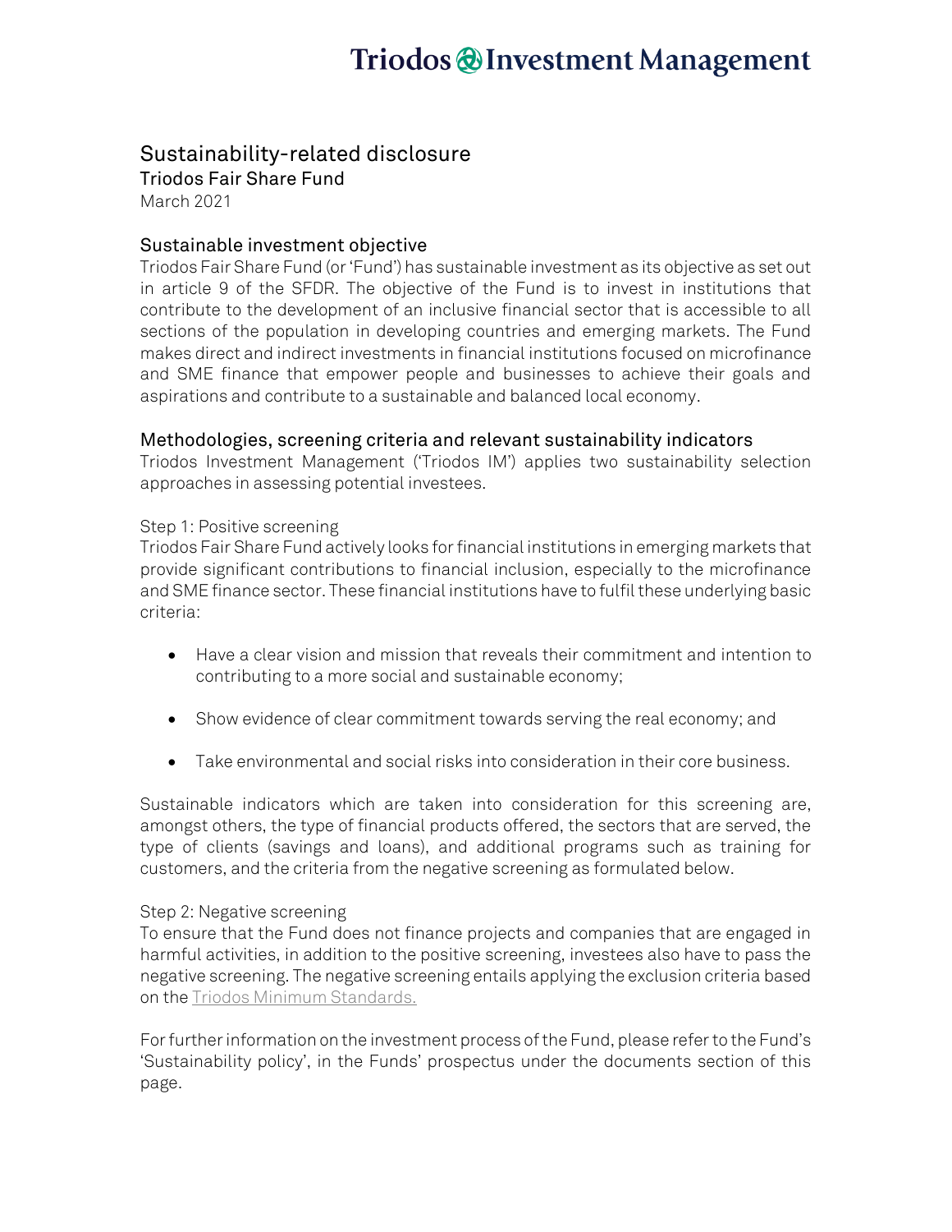# Sustainability-related disclosure

Triodos Fair Share Fund

March 2021

## Sustainable investment objective

Triodos Fair Share Fund (or 'Fund') has sustainable investment as its objective as set out in article 9 of the SFDR. The objective of the Fund is to invest in institutions that contribute to the development of an inclusive financial sector that is accessible to all sections of the population in developing countries and emerging markets. The Fund makes direct and indirect investments in financial institutions focused on microfinance and SME finance that empower people and businesses to achieve their goals and aspirations and contribute to a sustainable and balanced local economy.

## Methodologies, screening criteria and relevant sustainability indicators

Triodos Investment Management ('Triodos IM') applies two sustainability selection approaches in assessing potential investees.

Step 1: Positive screening

Triodos Fair Share Fund actively looks for financial institutions in emerging markets that provide significant contributions to financial inclusion, especially to the microfinance and SME finance sector. These financial institutions have to fulfil these underlying basic criteria:

- Have a clear vision and mission that reveals their commitment and intention to contributing to a more social and sustainable economy;
- Show evidence of clear commitment towards serving the real economy; and
- Take environmental and social risks into consideration in their core business.

Sustainable indicators which are taken into consideration for this screening are, amongst others, the type of financial products offered, the sectors that are served, the type of clients (savings and loans), and additional programs such as training for customers, and the criteria from the negative screening as formulated below.

Step 2: Negative screening

To ensure that the Fund does not finance projects and companies that are engaged in harmful activities, in addition to the positive screening, investees also have to pass the negative screening. The negative screening entails applying the exclusion criteria based on the Triodos Minimum Standards.

For further information on the investment process of the Fund, please refer to the Fund's 'Sustainability policy', in the Funds' prospectus under the documents section of this page.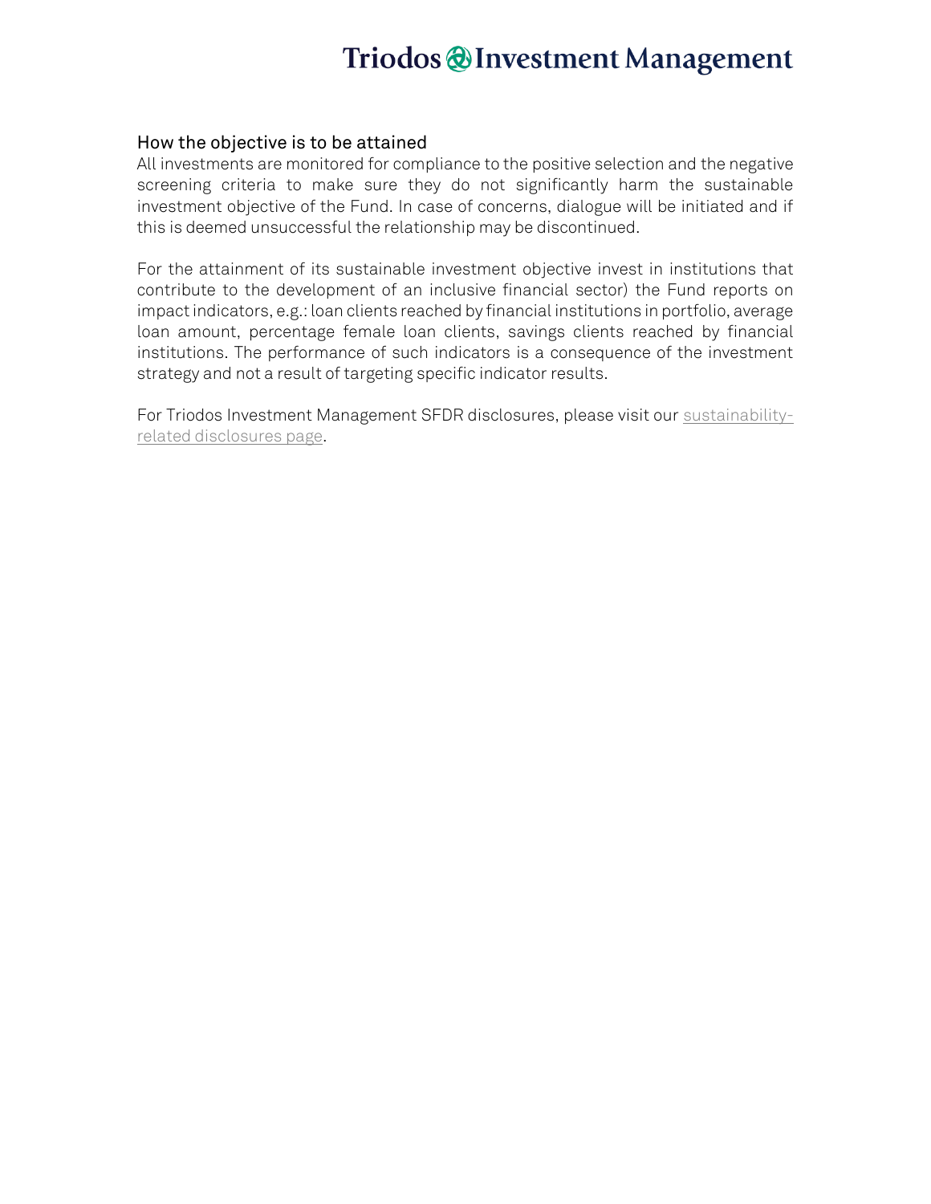## How the objective is to be attained

All investments are monitored for compliance to the positive selection and the negative screening criteria to make sure they do not significantly harm the sustainable investment objective of the Fund. In case of concerns, dialogue will be initiated and if this is deemed unsuccessful the relationship may be discontinued.

For the attainment of its sustainable investment objective invest in institutions that contribute to the development of an inclusive financial sector) the Fund reports on impact indicators, e.g.: loan clients reached by financial institutions in portfolio, average loan amount, percentage female loan clients, savings clients reached by financial institutions. The performance of such indicators is a consequence of the investment strategy and not a result of targeting specific indicator results.

For Triodos Investment Management SFDR disclosures, please visit our sustainability-related disclosures page.